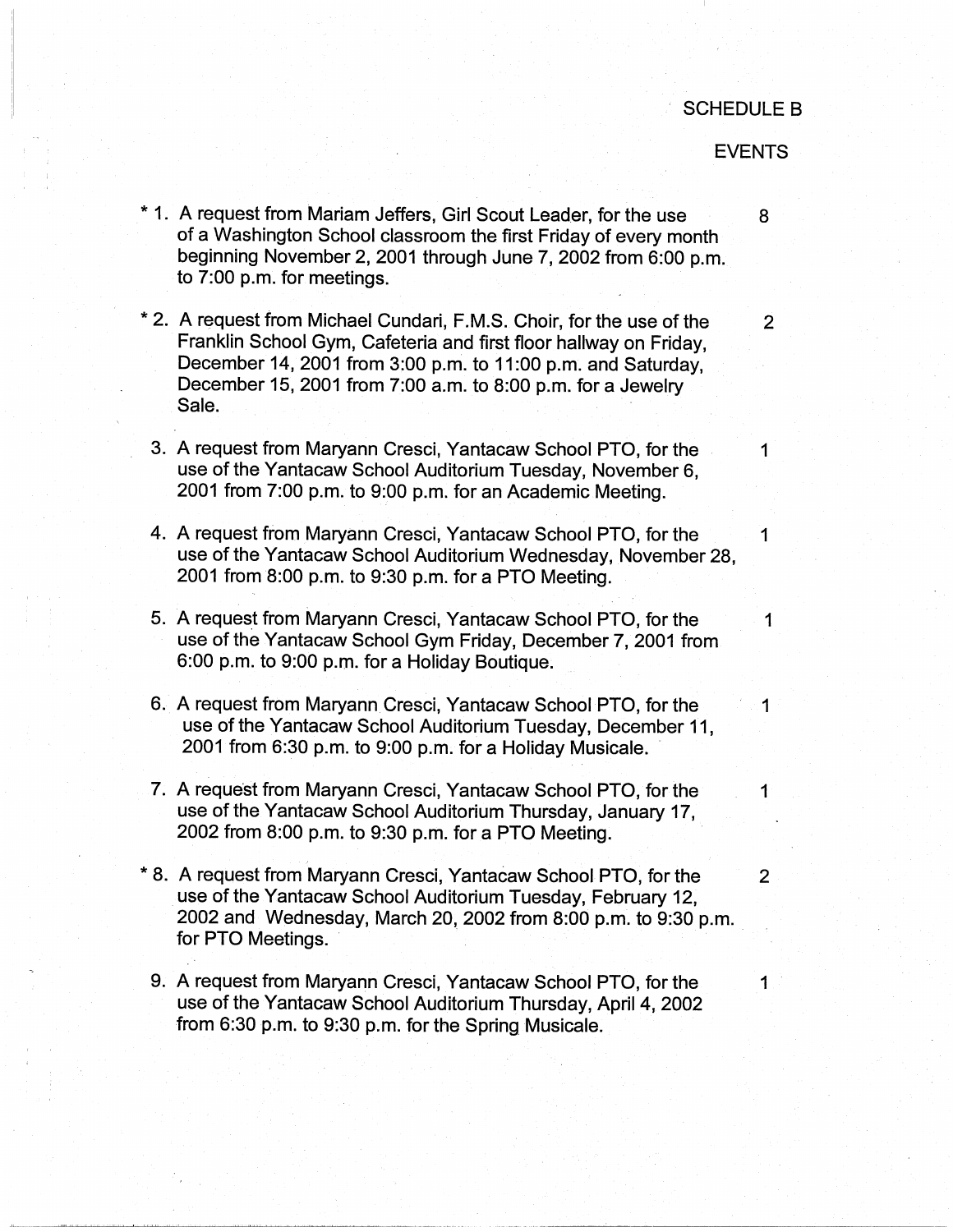SCHEDULE B

EVENTS

| | | |
|---|---|---|
| * 1. | A request from Mariam Jeffers, Girl Scout Leader, for the use of a Washington School classroom the first Friday of every month beginning November 2, 2001 through June 7, 2002 from 6:00 p.m. to 7:00 p.m. for meetings. | 8 |
| * 2. | A request from Michael Cundari, F.M.S. Choir, for the use of the Franklin School Gym, Cafeteria and first floor hallway on Friday, December 14, 2001 from 3:00 p.m. to 11:00 p.m. and Saturday, December 15, 2001 from 7:00 a.m. to 8:00 p.m. for a Jewelry Sale. | 2 |
| 3. | A request from Maryann Cresci, Yantacaw School PTO, for the use of the Yantacaw School Auditorium Tuesday, November 6, 2001 from 7:00 p.m. to 9:00 p.m. for an Academic Meeting. | 1 |
| 4. | A request from Maryann Cresci, Yantacaw School PTO, for the use of the Yantacaw School Auditorium Wednesday, November 28, 2001 from 8:00 p.m. to 9:30 p.m. for a PTO Meeting. | 1 |
| 5. | A request from Maryann Cresci, Yantacaw School PTO, for the use of the Yantacaw School Gym Friday, December 7, 2001 from 6:00 p.m. to 9:00 p.m. for a Holiday Boutique. | 1 |
| 6. | A request from Maryann Cresci, Yantacaw School PTO, for the use of the Yantacaw School Auditorium Tuesday, December 11, 2001 from 6:30 p.m. to 9:00 p.m. for a Holiday Musicale. | 1 |
| 7. | A request from Maryann Cresci, Yantacaw School PTO, for the use of the Yantacaw School Auditorium Thursday, January 17, 2002 from 8:00 p.m. to 9:30 p.m. for a PTO Meeting. | 1 |
| * 8. | A request from Maryann Cresci, Yantacaw School PTO, for the use of the Yantacaw School Auditorium Tuesday, February 12, 2002 and Wednesday, March 20, 2002 from 8:00 p.m. to 9:30 p.m. for PTO Meetings. | 2 |
| 9. | A request from Maryann Cresci, Yantacaw School PTO, for the use of the Yantacaw School Auditorium Thursday, April 4, 2002 from 6:30 p.m. to 9:30 p.m. for the Spring Musicale. | 1 |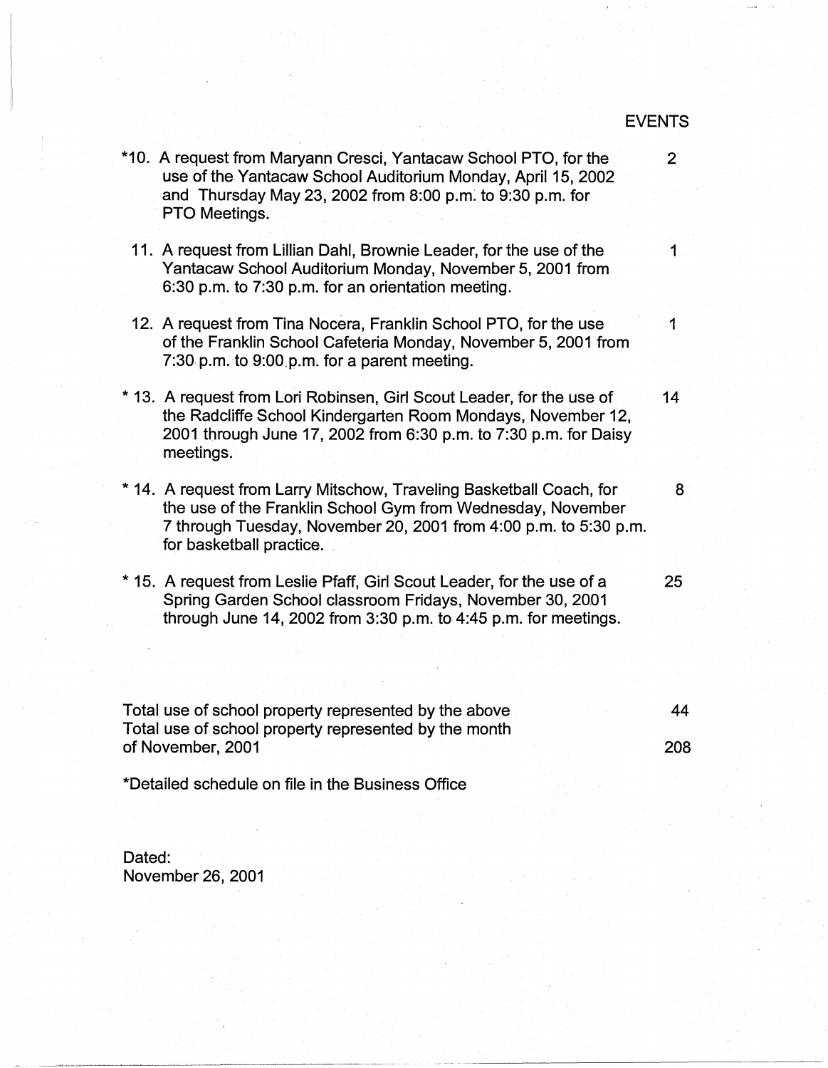| | EVENTS |
|---|---|
| *10. A request from Maryann Cresci, Yantacaw School PTO, for the use of the Yantacaw School Auditorium Monday, April 15, 2002 and Thursday May 23, 2002 from 8:00 p.m. to 9:30 p.m. for PTO Meetings. | 2 |
| 11. A request from Lillian Dahl, Brownie Leader, for the use of the Yantacaw School Auditorium Monday, November 5, 2001 from 6:30 p.m. to 7:30 p.m. for an orientation meeting. | 1 |
| 12. A request from Tina Nocera, Franklin School PTO, for the use of the Franklin School Cafeteria Monday, November 5, 2001 from 7:30 p.m. to 9:00 p.m. for a parent meeting. | 1 |
| * 13. A request from Lori Robinsen, Girl Scout Leader, for the use of the Radcliffe School Kindergarten Room Mondays, November 12, 2001 through June 17, 2002 from 6:30 p.m. to 7:30 p.m. for Daisy meetings. | 14 |
| * 14. A request from Larry Mitschow, Traveling Basketball Coach, for the use of the Franklin School Gym from Wednesday, November 7 through Tuesday, November 20, 2001 from 4:00 p.m. to 5:30 p.m. for basketball practice. | 8 |
| * 15. A request from Leslie Pfaff, Girl Scout Leader, for the use of a Spring Garden School classroom Fridays, November 30, 2001 through June 14, 2002 from 3:30 p.m. to 4:45 p.m. for meetings. | 25 |
| Total use of school property represented by the above | 44 |
| Total use of school property represented by the month of November, 2001 | 208 |

*Detailed schedule on file in the Business Office

Dated:
November 26, 2001